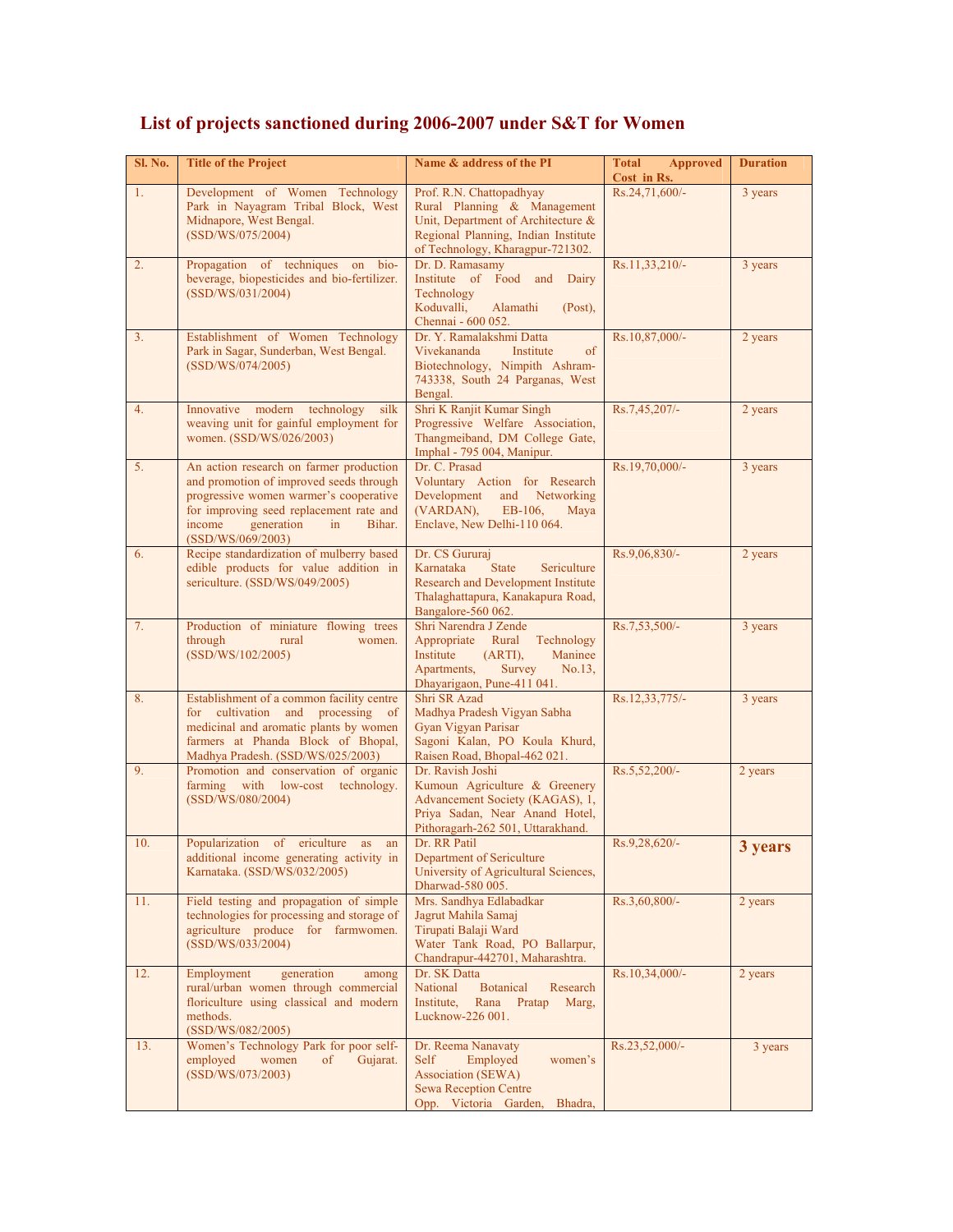# List of projects sanctioned during 2006-2007 under S&T for Women

| Sl. No. | Title of the Project | Name & address of the PI | Total Approved Cost in Rs. | Duration |
|---|---|---|---|---|
| 1. | Development of Women Technology Park in Nayagram Tribal Block, West Midnapore, West Bengal. (SSD/WS/075/2004) | Prof. R.N. Chattopadhyay Rural Planning & Management Unit, Department of Architecture & Regional Planning, Indian Institute of Technology, Kharagpur-721302. | Rs.24,71,600/- | 3 years |
| 2. | Propagation of techniques on bio-beverage, biopesticides and bio-fertilizer. (SSD/WS/031/2004) | Dr. D. Ramasamy Institute of Food and Dairy Technology Koduvalli, Alamathi (Post), Chennai - 600 052. | Rs.11,33,210/- | 3 years |
| 3. | Establishment of Women Technology Park in Sagar, Sunderban, West Bengal. (SSD/WS/074/2005) | Dr. Y. Ramalakshmi Datta Vivekananda Institute of Biotechnology, Nimpith Ashram-743338, South 24 Parganas, West Bengal. | Rs.10,87,000/- | 2 years |
| 4. | Innovative modern technology silk weaving unit for gainful employment for women. (SSD/WS/026/2003) | Shri K Ranjit Kumar Singh Progressive Welfare Association, Thangmeiband, DM College Gate, Imphal - 795 004, Manipur. | Rs.7,45,207/- | 2 years |
| 5. | An action research on farmer production and promotion of improved seeds through progressive women warmer's cooperative for improving seed replacement rate and income generation in Bihar. (SSD/WS/069/2003) | Dr. C. Prasad Voluntary Action for Research Development and Networking (VARDAN), EB-106, Maya Enclave, New Delhi-110 064. | Rs.19,70,000/- | 3 years |
| 6. | Recipe standardization of mulberry based edible products for value addition in sericulture. (SSD/WS/049/2005) | Dr. CS Gururaj Karnataka State Sericulture Research and Development Institute Thalaghattapura, Kanakapura Road, Bangalore-560 062. | Rs.9,06,830/- | 2 years |
| 7. | Production of miniature flowing trees through rural women. (SSD/WS/102/2005) | Shri Narendra J Zende Appropriate Rural Technology Institute (ARTI), Maninee Apartments, Survey No.13, Dhayarigaon, Pune-411 041. | Rs.7,53,500/- | 3 years |
| 8. | Establishment of a common facility centre for cultivation and processing of medicinal and aromatic plants by women farmers at Phanda Block of Bhopal, Madhya Pradesh. (SSD/WS/025/2003) | Shri SR Azad Madhya Pradesh Vigyan Sabha Gyan Vigyan Parisar Sagoni Kalan, PO Koula Khurd, Raisen Road, Bhopal-462 021. | Rs.12,33,775/- | 3 years |
| 9. | Promotion and conservation of organic farming with low-cost technology. (SSD/WS/080/2004) | Dr. Ravish Joshi Kumoun Agriculture & Greenery Advancement Society (KAGAS), 1, Priya Sadan, Near Anand Hotel, Pithoragarh-262 501, Uttarakhand. | Rs.5,52,200/- | 2 years |
| 10. | Popularization of ericulture as an additional income generating activity in Karnataka. (SSD/WS/032/2005) | Dr. RR Patil Department of Sericulture University of Agricultural Sciences, Dharwad-580 005. | Rs.9,28,620/- | **3 years** |
| 11. | Field testing and propagation of simple technologies for processing and storage of agriculture produce for farmwomen. (SSD/WS/033/2004) | Mrs. Sandhya Edlabadkar Jagrut Mahila Samaj Tirupati Balaji Ward Water Tank Road, PO Ballarpur, Chandrapur-442701, Maharashtra. | Rs.3,60,800/- | 2 years |
| 12. | Employment generation among rural/urban women through commercial floriculture using classical and modern methods. (SSD/WS/082/2005) | Dr. SK Datta National Botanical Research Institute, Rana Pratap Marg, Lucknow-226 001. | Rs.10,34,000/- | 2 years |
| 13. | Women's Technology Park for poor self-employed women of Gujarat. (SSD/WS/073/2003) | Dr. Reema Nanavaty Self Employed women's Association (SEWA) Sewa Reception Centre Opp. Victoria Garden, Bhadra, | Rs.23,52,000/- | 3 years |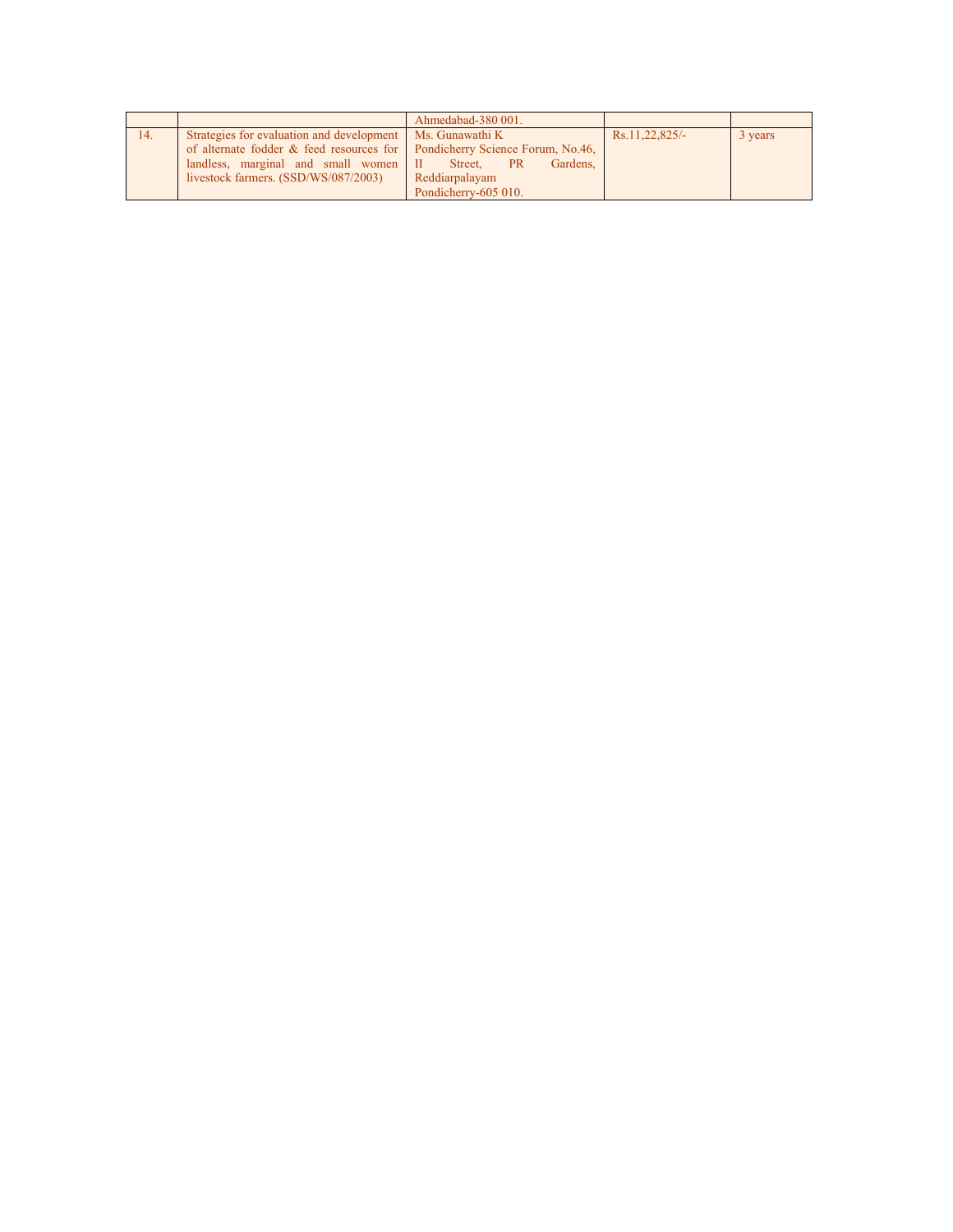| | | | | |
|---|---|---|---|---|
| | | Ahmedabad-380 001. | | |
| 14. | Strategies for evaluation and development of alternate fodder & feed resources for landless, marginal and small women livestock farmers. (SSD/WS/087/2003) | Ms. Gunawathi K Pondicherry Science Forum, No.46, II Street, PR Gardens, Reddiarpalayam Pondicherry-605 010. | Rs.11,22,825/- | 3 years |